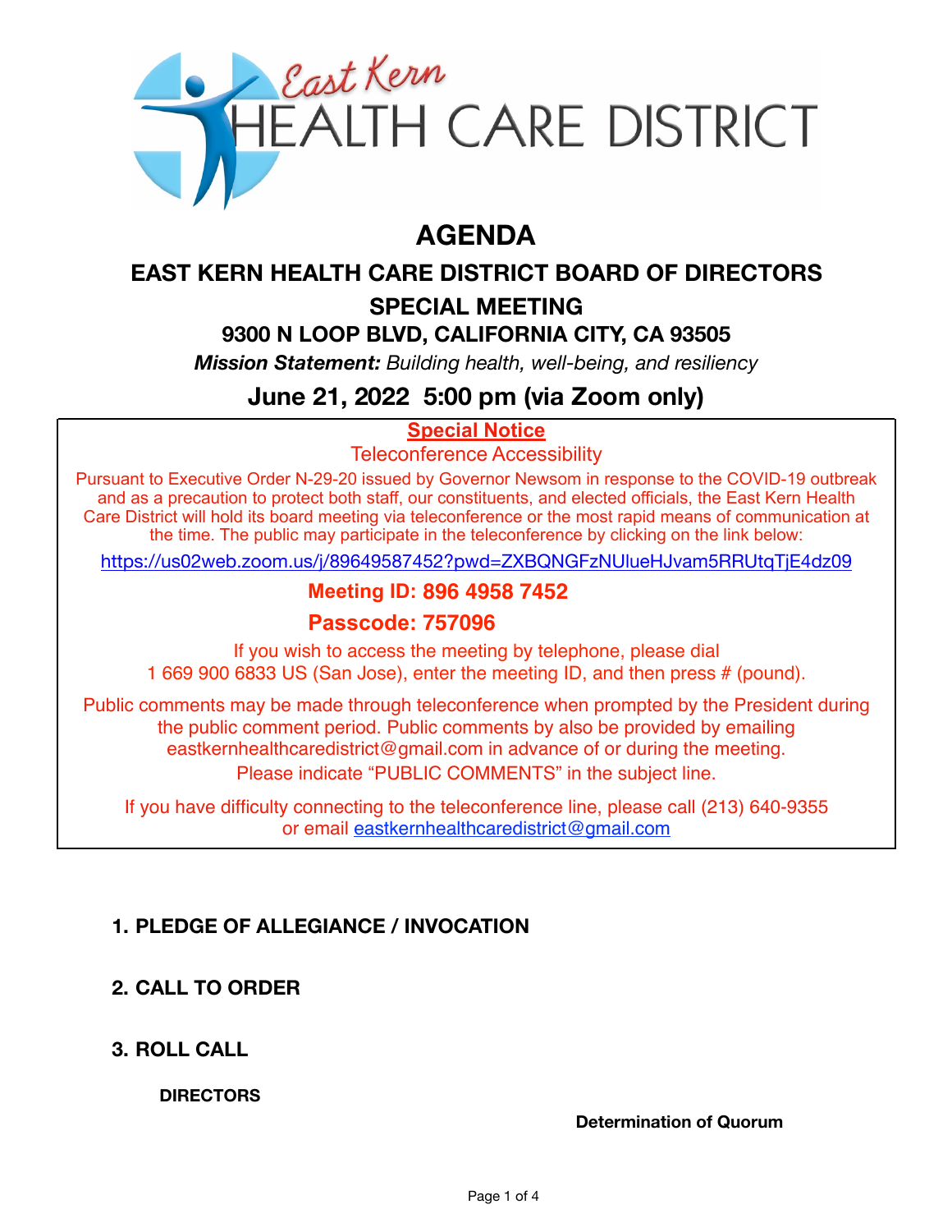East Kern HEALTH CARE DISTRICT

# AGENDA

## EAST KERN HEALTH CARE DISTRICT BOARD OF DIRECTORS

## SPECIAL MEETING

### 9300 N LOOP BLVD, CALIFORNIA CITY, CA 93505

***Mission Statement:*** *Building health, well-being, and resiliency*

## June 21, 2022 5:00 pm (via Zoom only)

**Special Notice**

Teleconference Accessibility

Pursuant to Executive Order N-29-20 issued by Governor Newsom in response to the COVID-19 outbreak and as a precaution to protect both staff, our constituents, and elected officials, the East Kern Health Care District will hold its board meeting via teleconference or the most rapid means of communication at the time. The public may participate in the teleconference by clicking on the link below:

https://us02web.zoom.us/j/89649587452?pwd=ZXBQNGFzNUlueHJvam5RRUtqTjE4dz09

**Meeting ID: 896 4958 7452**

**Passcode: 757096**

If you wish to access the meeting by telephone, please dial 1 669 900 6833 US (San Jose), enter the meeting ID, and then press # (pound).

Public comments may be made through teleconference when prompted by the President during the public comment period. Public comments by also be provided by emailing eastkernhealthcaredistrict@gmail.com in advance of or during the meeting. Please indicate "PUBLIC COMMENTS" in the subject line.

If you have difficulty connecting to the teleconference line, please call (213) 640-9355 or email eastkernhealthcaredistrict@gmail.com

**1. PLEDGE OF ALLEGIANCE / INVOCATION**

**2. CALL TO ORDER**

**3. ROLL CALL**

**DIRECTORS**

**Determination of Quorum**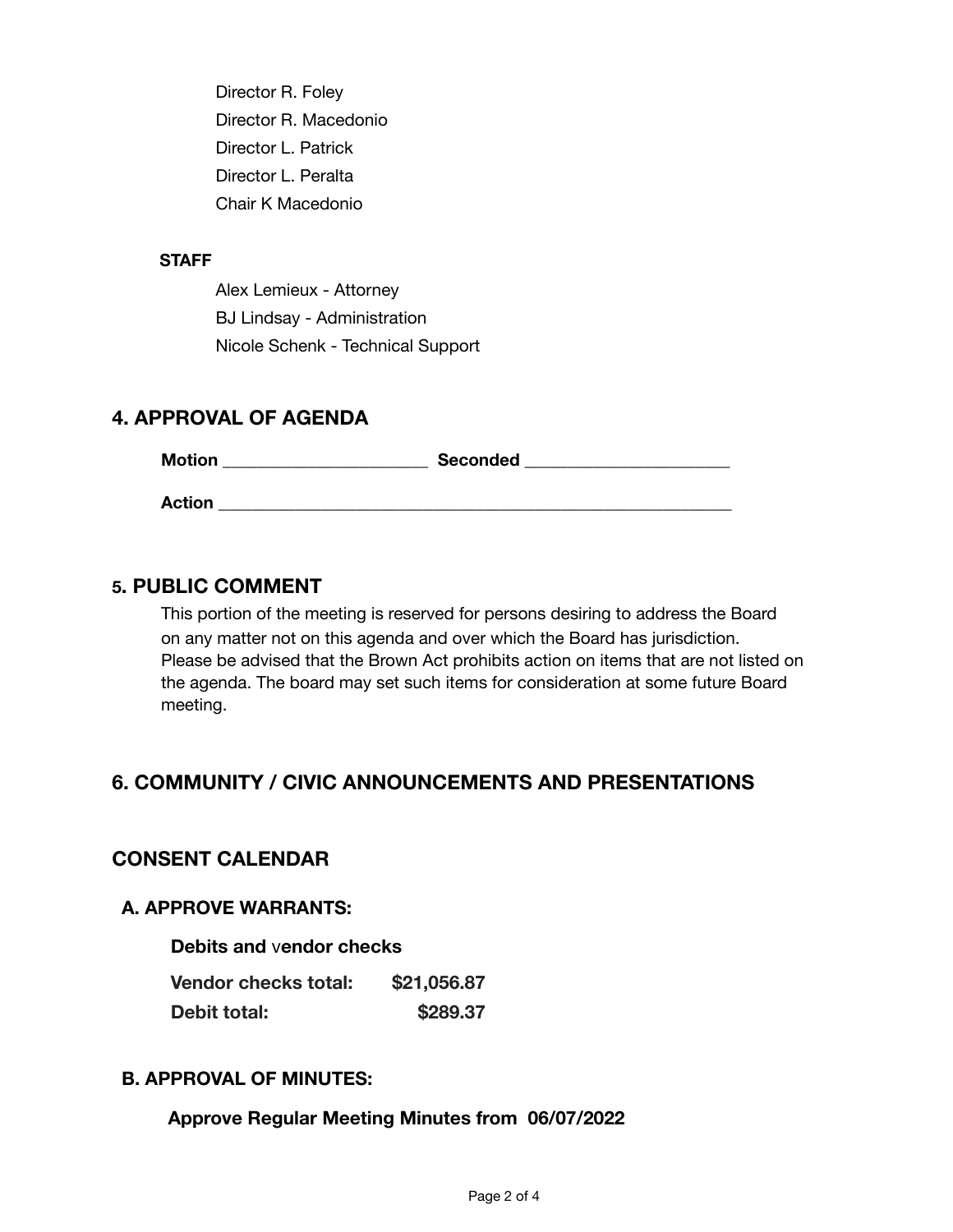Director R. Foley

Director R. Macedonio

Director L. Patrick

Director L. Peralta

Chair K Macedonio

**STAFF**

Alex Lemieux - Attorney

BJ Lindsay - Administration

Nicole Schenk - Technical Support

## 4. APPROVAL OF AGENDA

**Motion** ______________________ **Seconded** ______________________

**Action** ________________________________________________________

## 5. PUBLIC COMMENT

This portion of the meeting is reserved for persons desiring to address the Board on any matter not on this agenda and over which the Board has jurisdiction. Please be advised that the Brown Act prohibits action on items that are not listed on the agenda. The board may set such items for consideration at some future Board meeting.

## 6. COMMUNITY / CIVIC ANNOUNCEMENTS AND PRESENTATIONS

## CONSENT CALENDAR

### A. APPROVE WARRANTS:

**Debits and** v**endor checks**

| | |
|---|---|
| **Vendor checks total:** | **$21,056.87** |
| **Debit total:** | **$289.37** |

### B. APPROVAL OF MINUTES:

**Approve Regular Meeting Minutes from 06/07/2022**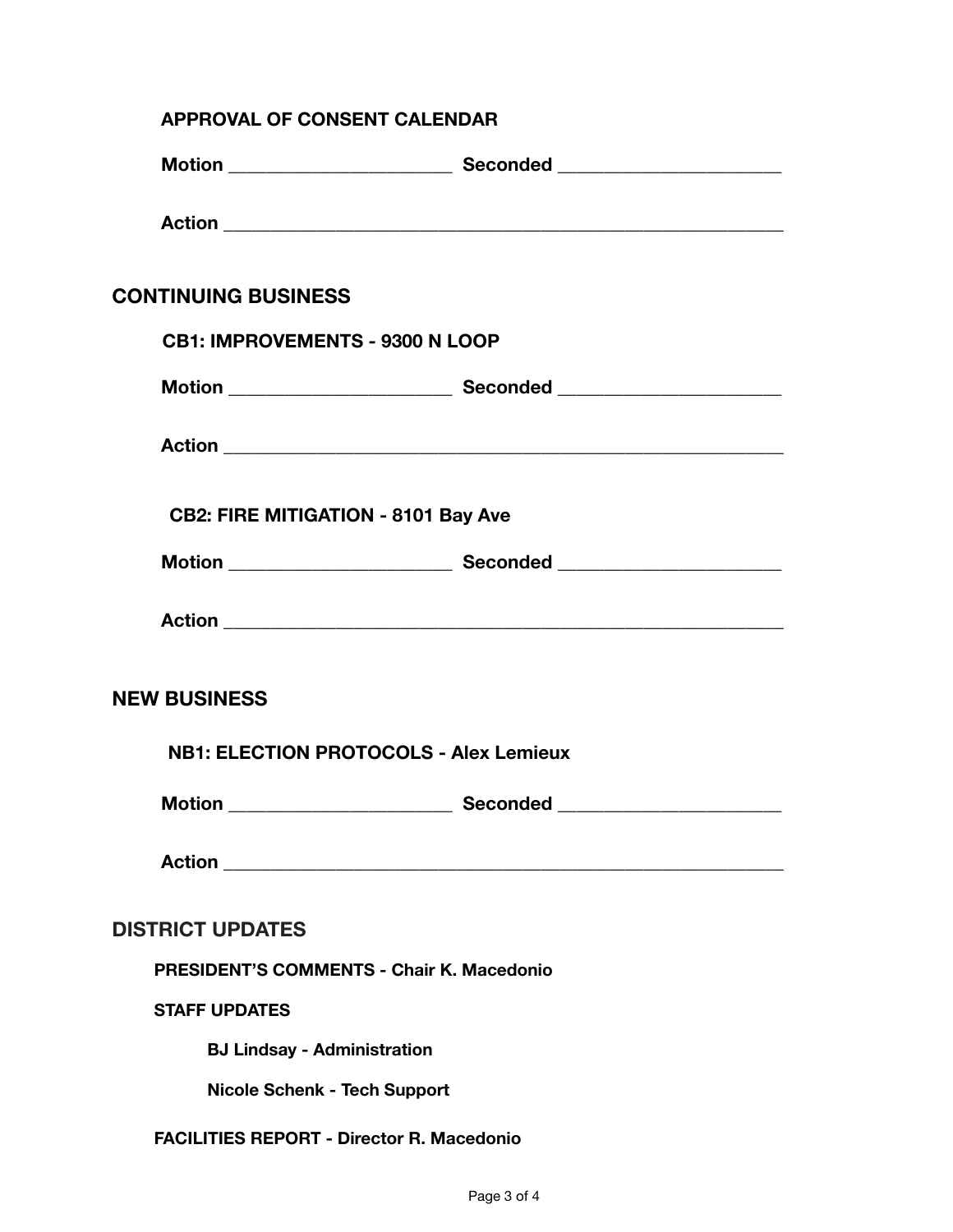### APPROVAL OF CONSENT CALENDAR

**Motion** ______________________ **Seconded** ______________________

**Action** ______________________________________________________

## CONTINUING BUSINESS

### CB1: IMPROVEMENTS - 9300 N LOOP

**Motion** ______________________ **Seconded** ______________________

**Action** ______________________________________________________

### CB2: FIRE MITIGATION - 8101 Bay Ave

**Motion** ______________________ **Seconded** ______________________

**Action** ______________________________________________________

## NEW BUSINESS

### NB1: ELECTION PROTOCOLS - Alex Lemieux

**Motion** ______________________ **Seconded** ______________________

**Action** ______________________________________________________

## DISTRICT UPDATES

**PRESIDENT'S COMMENTS - Chair K. Macedonio**

**STAFF UPDATES**

- **BJ Lindsay - Administration**
- **Nicole Schenk - Tech Support**

**FACILITIES REPORT - Director R. Macedonio**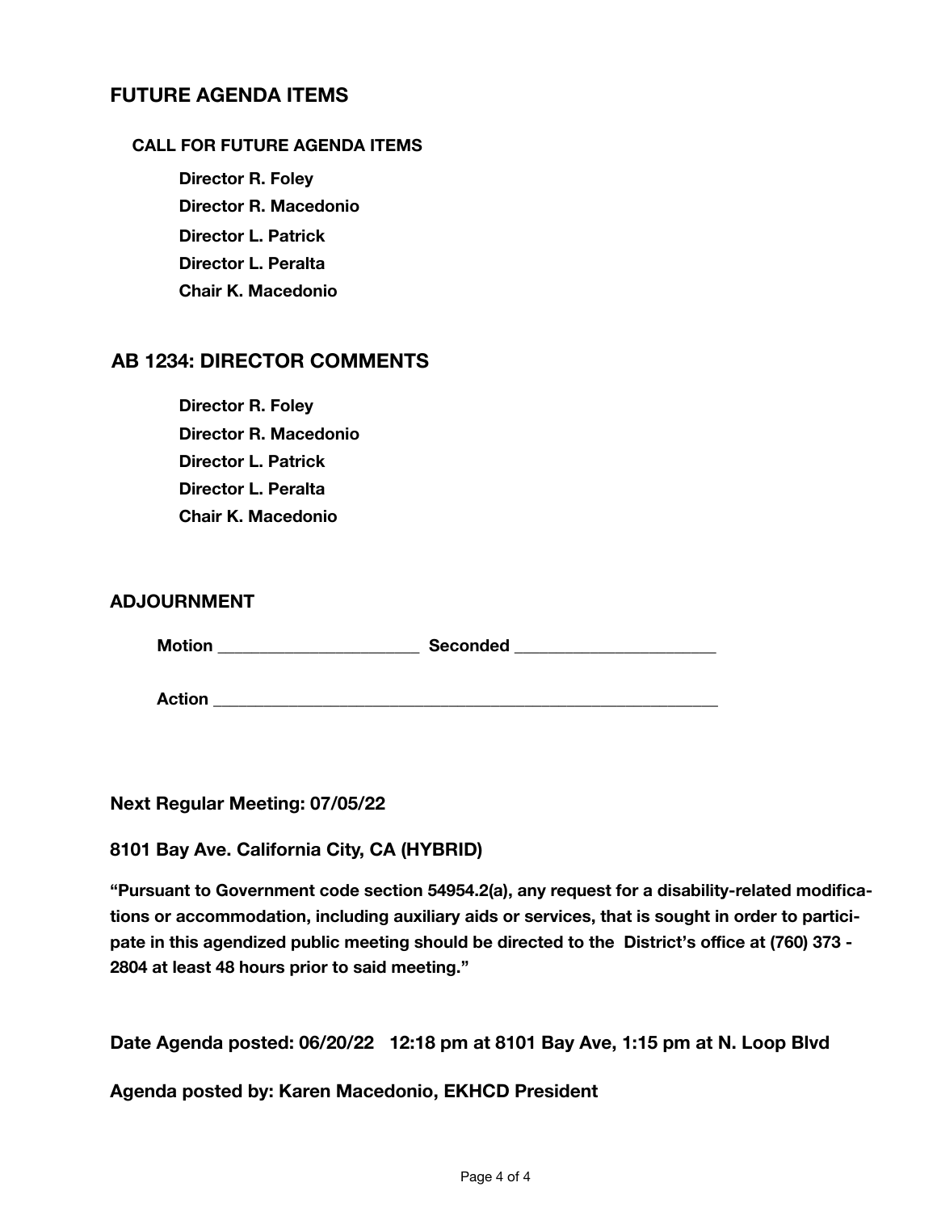## FUTURE AGENDA ITEMS

### CALL FOR FUTURE AGENDA ITEMS

**Director R. Foley**

**Director R. Macedonio**

**Director L. Patrick**

**Director L. Peralta**

**Chair K. Macedonio**

## AB 1234: DIRECTOR COMMENTS

**Director R. Foley**

**Director R. Macedonio**

**Director L. Patrick**

**Director L. Peralta**

**Chair K. Macedonio**

## ADJOURNMENT

**Motion** ______________________ **Seconded** ______________________

**Action** ________________________________________________________

**Next Regular Meeting: 07/05/22**

**8101 Bay Ave. California City, CA (HYBRID)**

**"Pursuant to Government code section 54954.2(a), any request for a disability-related modifications or accommodation, including auxiliary aids or services, that is sought in order to participate in this agendized public meeting should be directed to the District's office at (760) 373 - 2804 at least 48 hours prior to said meeting."**

**Date Agenda posted: 06/20/22 12:18 pm at 8101 Bay Ave, 1:15 pm at N. Loop Blvd**

**Agenda posted by: Karen Macedonio, EKHCD President**